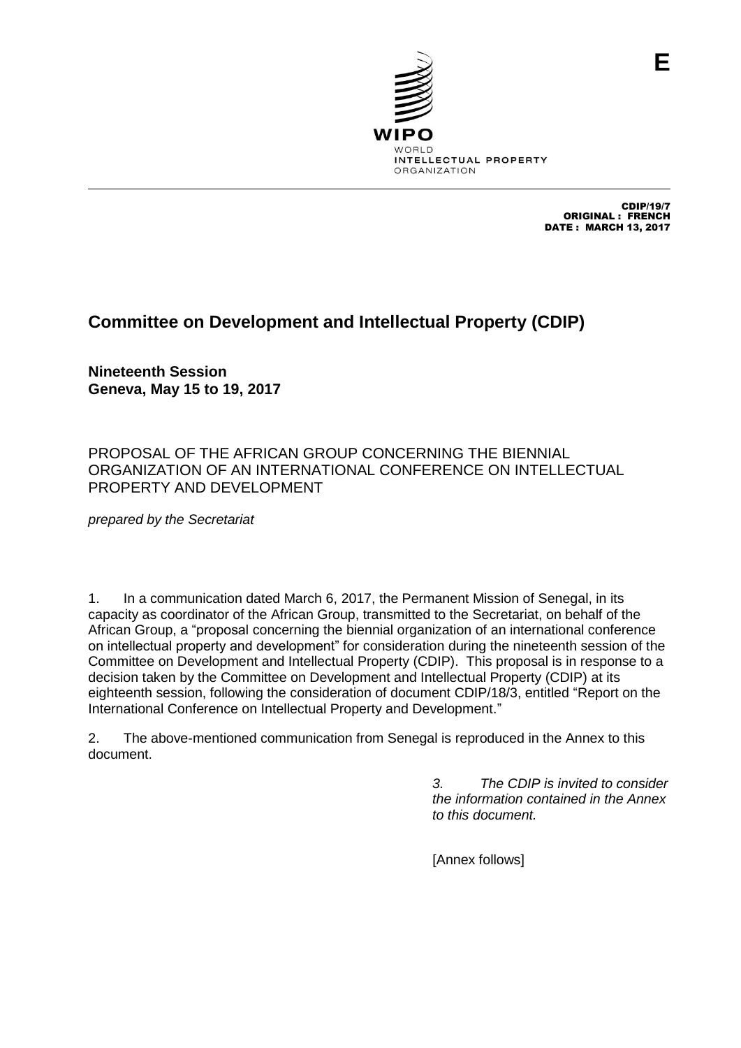E

WIPO
WORLD
INTELLECTUAL PROPERTY
ORGANIZATION

CDIP/19/7
ORIGINAL : FRENCH
DATE : MARCH 13, 2017

# Committee on Development and Intellectual Property (CDIP)

**Nineteenth Session**
**Geneva, May 15 to 19, 2017**

PROPOSAL OF THE AFRICAN GROUP CONCERNING THE BIENNIAL ORGANIZATION OF AN INTERNATIONAL CONFERENCE ON INTELLECTUAL PROPERTY AND DEVELOPMENT

*prepared by the Secretariat*

1. In a communication dated March 6, 2017, the Permanent Mission of Senegal, in its capacity as coordinator of the African Group, transmitted to the Secretariat, on behalf of the African Group, a "proposal concerning the biennial organization of an international conference on intellectual property and development" for consideration during the nineteenth session of the Committee on Development and Intellectual Property (CDIP). This proposal is in response to a decision taken by the Committee on Development and Intellectual Property (CDIP) at its eighteenth session, following the consideration of document CDIP/18/3, entitled "Report on the International Conference on Intellectual Property and Development."

2. The above-mentioned communication from Senegal is reproduced in the Annex to this document.

*3. The CDIP is invited to consider the information contained in the Annex to this document.*

[Annex follows]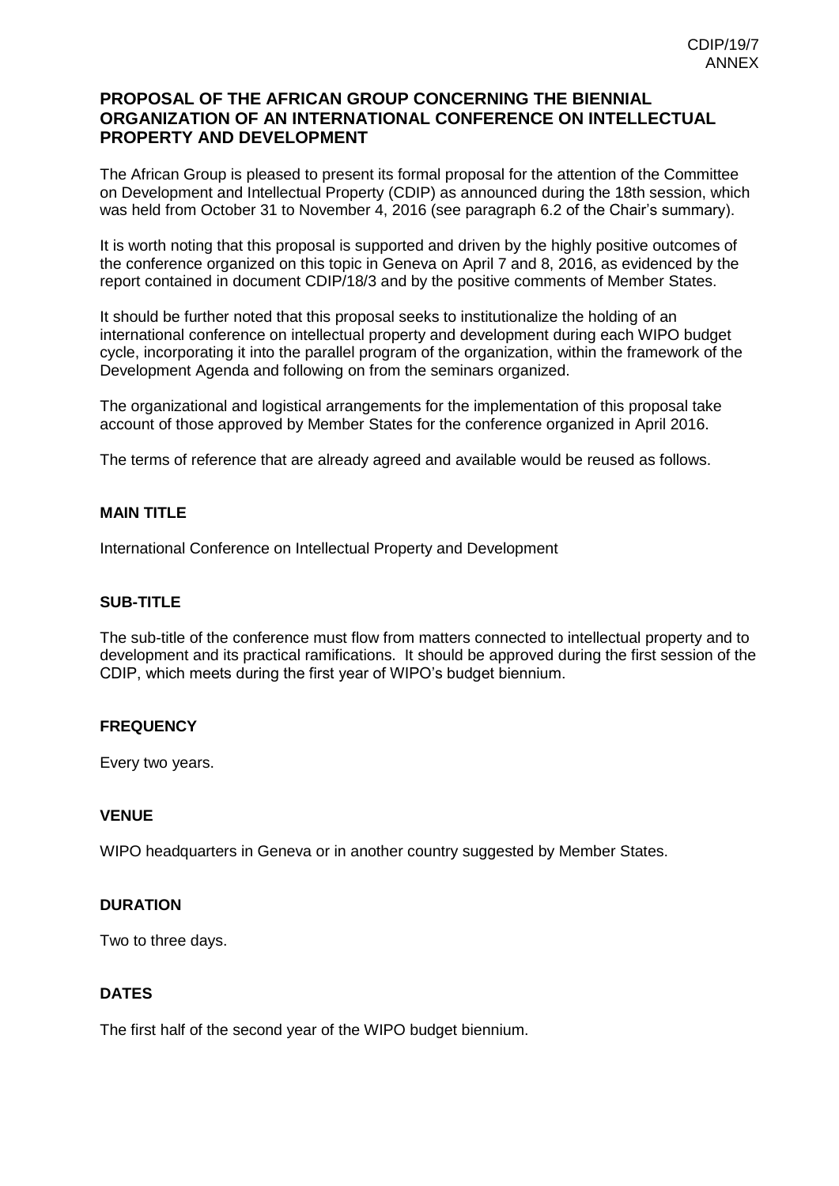## PROPOSAL OF THE AFRICAN GROUP CONCERNING THE BIENNIAL ORGANIZATION OF AN INTERNATIONAL CONFERENCE ON INTELLECTUAL PROPERTY AND DEVELOPMENT

The African Group is pleased to present its formal proposal for the attention of the Committee on Development and Intellectual Property (CDIP) as announced during the 18th session, which was held from October 31 to November 4, 2016 (see paragraph 6.2 of the Chair's summary).

It is worth noting that this proposal is supported and driven by the highly positive outcomes of the conference organized on this topic in Geneva on April 7 and 8, 2016, as evidenced by the report contained in document CDIP/18/3 and by the positive comments of Member States.

It should be further noted that this proposal seeks to institutionalize the holding of an international conference on intellectual property and development during each WIPO budget cycle, incorporating it into the parallel program of the organization, within the framework of the Development Agenda and following on from the seminars organized.

The organizational and logistical arrangements for the implementation of this proposal take account of those approved by Member States for the conference organized in April 2016.

The terms of reference that are already agreed and available would be reused as follows.

### MAIN TITLE

International Conference on Intellectual Property and Development

### SUB-TITLE

The sub-title of the conference must flow from matters connected to intellectual property and to development and its practical ramifications. It should be approved during the first session of the CDIP, which meets during the first year of WIPO's budget biennium.

### FREQUENCY

Every two years.

### VENUE

WIPO headquarters in Geneva or in another country suggested by Member States.

### DURATION

Two to three days.

### DATES

The first half of the second year of the WIPO budget biennium.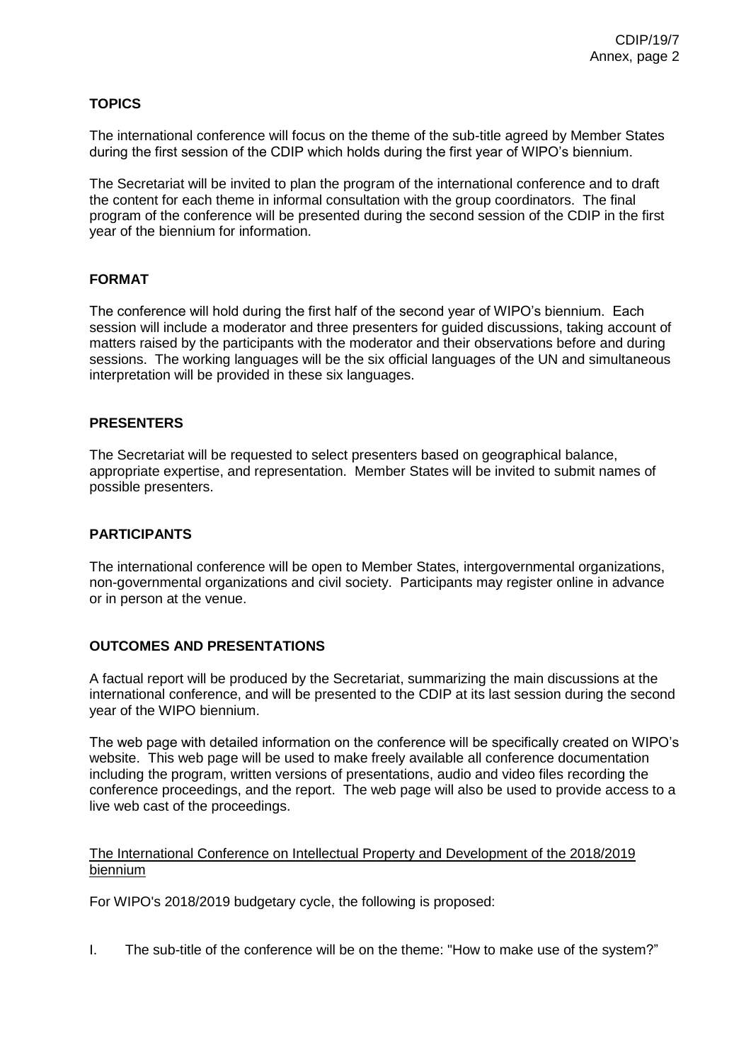**TOPICS**

The international conference will focus on the theme of the sub-title agreed by Member States during the first session of the CDIP which holds during the first year of WIPO's biennium.

The Secretariat will be invited to plan the program of the international conference and to draft the content for each theme in informal consultation with the group coordinators. The final program of the conference will be presented during the second session of the CDIP in the first year of the biennium for information.

**FORMAT**

The conference will hold during the first half of the second year of WIPO's biennium. Each session will include a moderator and three presenters for guided discussions, taking account of matters raised by the participants with the moderator and their observations before and during sessions. The working languages will be the six official languages of the UN and simultaneous interpretation will be provided in these six languages.

**PRESENTERS**

The Secretariat will be requested to select presenters based on geographical balance, appropriate expertise, and representation. Member States will be invited to submit names of possible presenters.

**PARTICIPANTS**

The international conference will be open to Member States, intergovernmental organizations, non-governmental organizations and civil society. Participants may register online in advance or in person at the venue.

**OUTCOMES AND PRESENTATIONS**

A factual report will be produced by the Secretariat, summarizing the main discussions at the international conference, and will be presented to the CDIP at its last session during the second year of the WIPO biennium.

The web page with detailed information on the conference will be specifically created on WIPO's website. This web page will be used to make freely available all conference documentation including the program, written versions of presentations, audio and video files recording the conference proceedings, and the report. The web page will also be used to provide access to a live web cast of the proceedings.

<u>The International Conference on Intellectual Property and Development of the 2018/2019 biennium</u>

For WIPO's 2018/2019 budgetary cycle, the following is proposed:

I. The sub-title of the conference will be on the theme: "How to make use of the system?"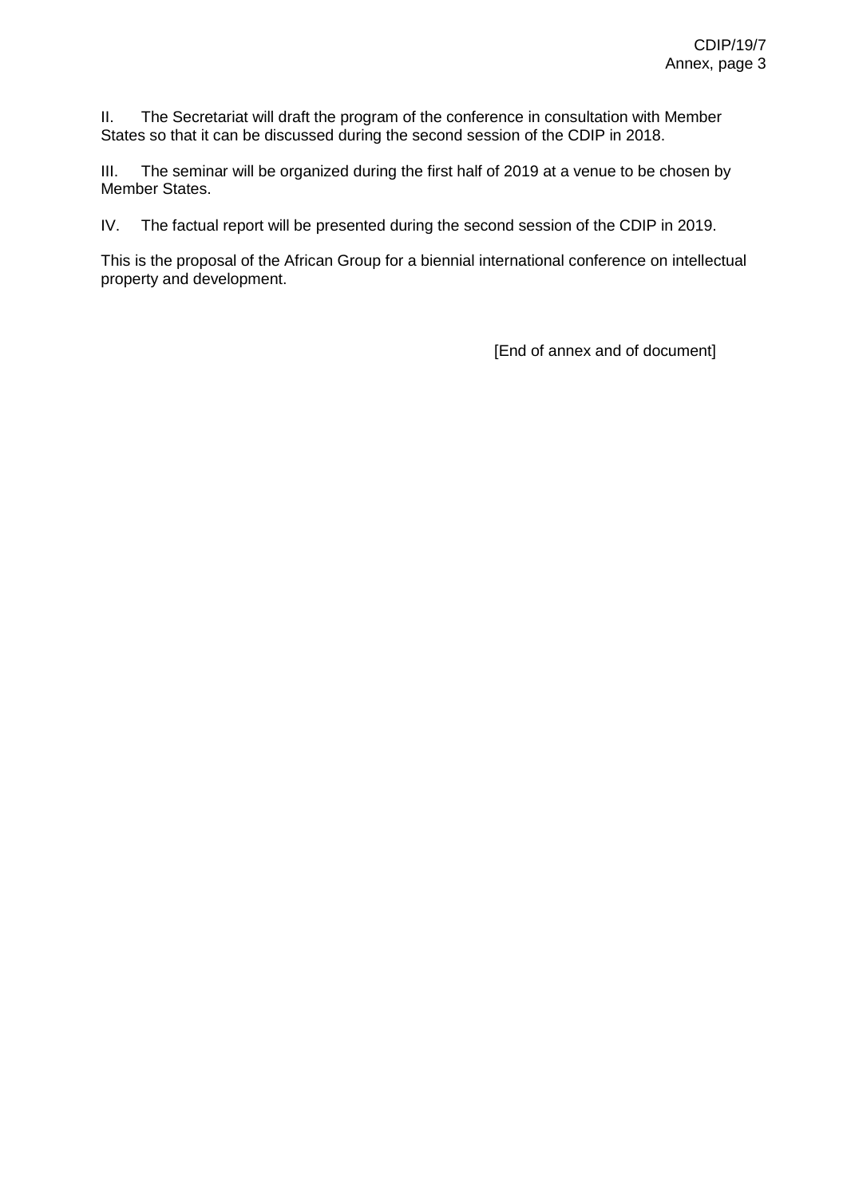II. The Secretariat will draft the program of the conference in consultation with Member States so that it can be discussed during the second session of the CDIP in 2018.

III. The seminar will be organized during the first half of 2019 at a venue to be chosen by Member States.

IV. The factual report will be presented during the second session of the CDIP in 2019.

This is the proposal of the African Group for a biennial international conference on intellectual property and development.

[End of annex and of document]